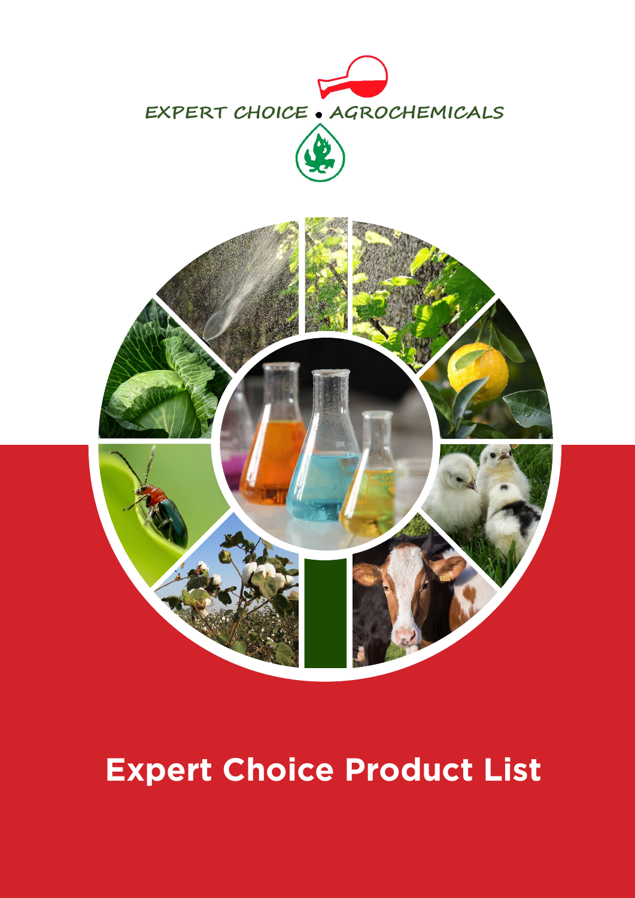EXPERT CHOICE • AGROCHEMICALS

# Expert Choice Product List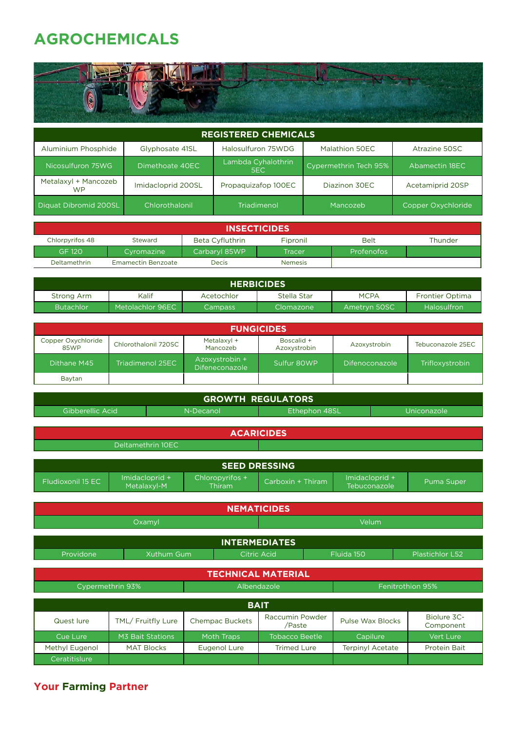# AGROCHEMICALS

| REGISTERED CHEMICALS | | | | |
|---|---|---|---|---|
| Aluminium Phosphide | Glyphosate 41SL | Halosulfuron 75WDG | Malathion 50EC | Atrazine 50SC |
| Nicosulfuron 75WG | Dimethoate 40EC | Lambda Cyhalothrin 5EC | Cypermethrin Tech 95% | Abamectin 18EC |
| Metalaxyl + Mancozeb WP | Imidacloprid 200SL | Propaquizafop 100EC | Diazinon 30EC | Acetamiprid 20SP |
| Diquat Dibromid 200SL | Chlorothalonil | Triadimenol | Mancozeb | Copper Oxychloride |

| INSECTICIDES | | | | | |
|---|---|---|---|---|---|
| Chlorpyrifos 48 | Steward | Beta Cyfluthrin | Fipronil | Belt | Thunder |
| GF 120 | Cyromazine | Carbaryl 85WP | Tracer | Profenofos | |
| Deltamethrin | Emamectin Benzoate | Decis | Nemesis | | |

| HERBICIDES | | | | | |
|---|---|---|---|---|---|
| Strong Arm | Kalif | Acetochlor | Stella Star | MCPA | Frontier Optima |
| Butachlor | Metolachlor 96EC | Campass | Clomazone | Ametryn 50SC | Halosulfron |

| FUNGICIDES | | | | | |
|---|---|---|---|---|---|
| Copper Oxychloride 85WP | Chlorothalonil 720SC | Metalaxyl + Mancozeb | Boscalid + Azoxystrobin | Azoxystrobin | Tebuconazole 25EC |
| Dithane M45 | Triadimenol 25EC | Azoxystrobin + Difeneconazole | Sulfur 80WP | Difenoconazole | Trifloxystrobin |
| Baytan | | | | | |

| GROWTH REGULATORS | | | |
|---|---|---|---|
| Gibberellic Acid | N-Decanol | Ethephon 48SL | Uniconazole |

| ACARICIDES | |
|---|---|
| Deltamethrin 10EC | |

| SEED DRESSING | | | | | |
|---|---|---|---|---|---|
| Fludioxonil 15 EC | Imidacloprid + Metalaxyl-M | Chloropyrifos + Thiram | Carboxin + Thiram | Imidacloprid + Tebuconazole | Puma Super |

| NEMATICIDES | |
|---|---|
| Oxamyl | Velum |

| INTERMEDIATES | | | | |
|---|---|---|---|---|
| Providone | Xuthum Gum | Citric Acid | Fluida 150 | Plastichlor L52 |

| TECHNICAL MATERIAL | | |
|---|---|---|
| Cypermethrin 93% | Albendazole | Fenitrothion 95% |

| BAIT | | | | | |
|---|---|---|---|---|---|
| Quest lure | TML/ Fruitfly Lure | Chempac Buckets | Raccumin Powder /Paste | Pulse Wax Blocks | Biolure 3C-Component |
| Cue Lure | M3 Bait Stations | Moth Traps | Tobacco Beetle | Capilure | Vert Lure |
| Methyl Eugenol | MAT Blocks | Eugenol Lure | Trimed Lure | Terpinyl Acetate | Protein Bait |
| Ceratitislure | | | | | |

**Your Farming Partner**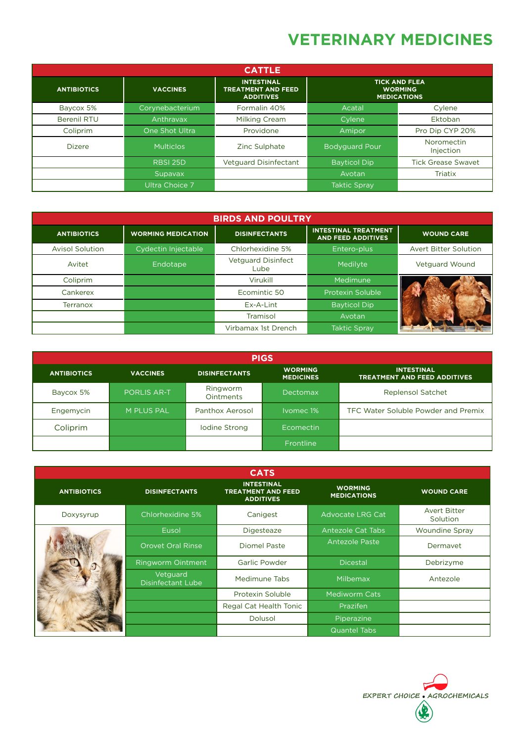# VETERINARY MEDICINES

## CATTLE

| ANTIBIOTICS | VACCINES | INTESTINAL TREATMENT AND FEED ADDITIVES | TICK AND FLEA WORMING MEDICATIONS | |
|---|---|---|---|---|
| Baycox 5% | Corynebacterium | Formalin 40% | Acatal | Cylene |
| Berenil RTU | Anthravax | Milking Cream | Cylene | Ektoban |
| Coliprim | One Shot Ultra | Providone | Amipor | Pro Dip CYP 20% |
| Dizere | Multiclos | Zinc Sulphate | Bodyguard Pour | Noromectin Injection |
| | RBSI 25D | Vetguard Disinfectant | Bayticol Dip | Tick Grease Swavet |
| | Supavax | | Avotan | Triatix |
| | Ultra Choice 7 | | Taktic Spray | |

## BIRDS AND POULTRY

| ANTIBIOTICS | WORMING MEDICATION | DISINFECTANTS | INTESTINAL TREATMENT AND FEED ADDITIVES | WOUND CARE |
|---|---|---|---|---|
| Avisol Solution | Cydectin Injectable | Chlorhexidine 5% | Entero-plus | Avert Bitter Solution |
| Avitet | Endotape | Vetguard Disinfect Lube | Medilyte | Vetguard Wound |
| Coliprim | | Virukill | Medimune | |
| Cankerex | | Ecomintic 50 | Protexin Soluble | |
| Terranox | | Ex-A-Lint | Bayticol Dip | |
| | | Tramisol | Avotan | |
| | | Virbamax 1st Drench | Taktic Spray | |

## PIGS

| ANTIBIOTICS | VACCINES | DISINFECTANTS | WORMING MEDICINES | INTESTINAL TREATMENT AND FEED ADDITIVES |
|---|---|---|---|---|
| Baycox 5% | PORLIS AR-T | Ringworm Ointments | Dectomax | Replensol Satchet |
| Engemycin | M PLUS PAL | Panthox Aerosol | Ivomec 1% | TFC Water Soluble Powder and Premix |
| Coliprim | | Iodine Strong | Ecomectin | |
| | | | Frontline | |

## CATS

| ANTIBIOTICS | DISINFECTANTS | INTESTINAL TREATMENT AND FEED ADDITIVES | WORMING MEDICATIONS | WOUND CARE |
|---|---|---|---|---|
| Doxysyrup | Chlorhexidine 5% | Canigest | Advocate LRG Cat | Avert Bitter Solution |
| | Eusol | Digesteaze | Antezole Cat Tabs | Woundine Spray |
| | Orovet Oral Rinse | Diomel Paste | Antezole Paste | Dermavet |
| | Ringworm Ointment | Garlic Powder | Dicestal | Debrizyme |
| | Vetguard Disinfectant Lube | Medimune Tabs | Milbemax | Antezole |
| | | Protexin Soluble | Mediworm Cats | |
| | | Regal Cat Health Tonic | Prazifen | |
| | | Dolusol | Piperazine | |
| | | | Quantel Tabs | |

EXPERT CHOICE • AGROCHEMICALS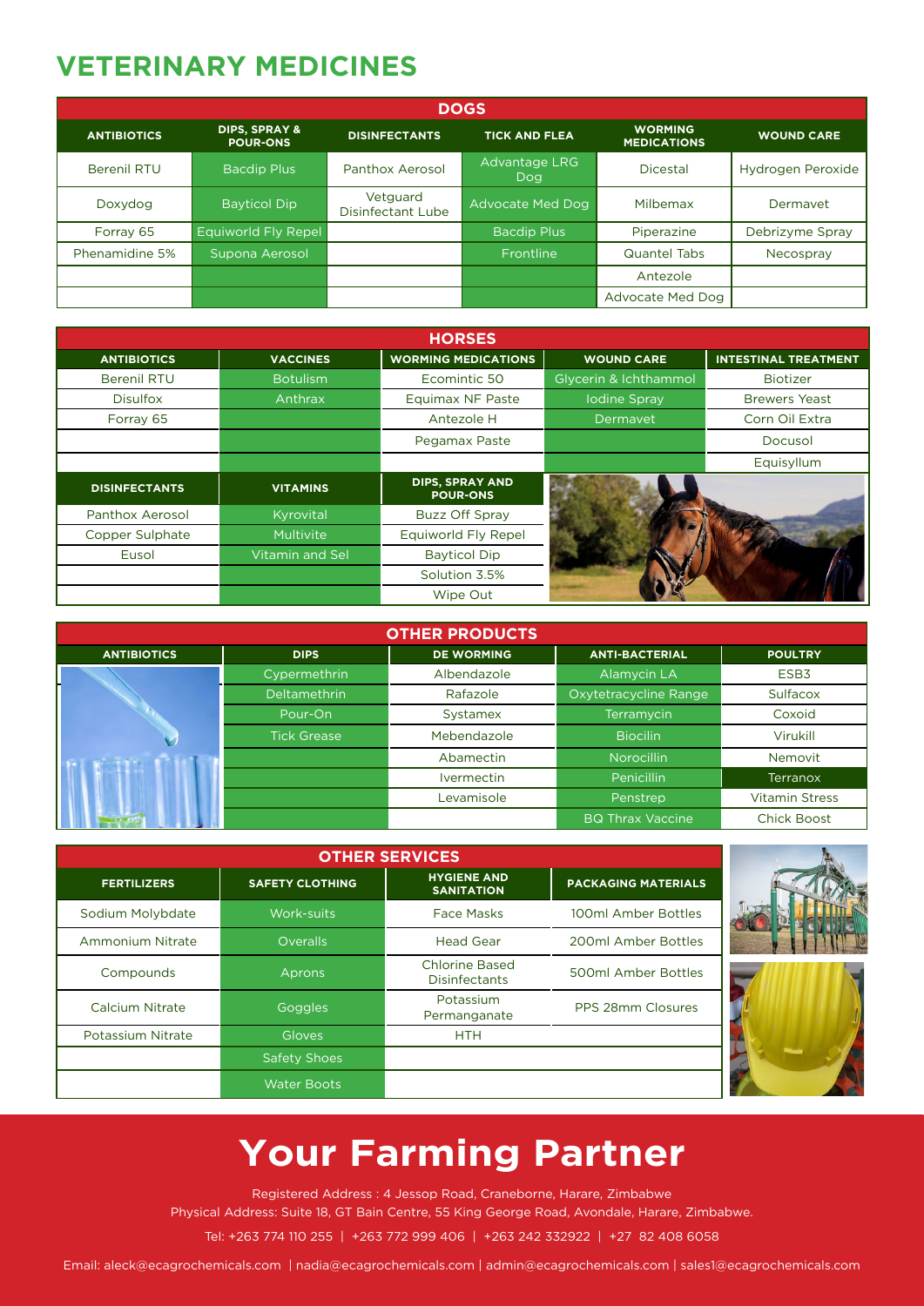# VETERINARY MEDICINES

| DOGS | | | | | |
|---|---|---|---|---|---|
| **ANTIBIOTICS** | **DIPS, SPRAY & POUR-ONS** | **DISINFECTANTS** | **TICK AND FLEA** | **WORMING MEDICATIONS** | **WOUND CARE** |
| Berenil RTU | Bacdip Plus | Panthox Aerosol | Advantage LRG Dog | Dicestal | Hydrogen Peroxide |
| Doxydog | Bayticol Dip | Vetguard Disinfectant Lube | Advocate Med Dog | Milbemax | Dermavet |
| Forray 65 | Equiworld Fly Repel | | Bacdip Plus | Piperazine | Debrizyme Spray |
| Phenamidine 5% | Supona Aerosol | | Frontline | Quantel Tabs | Necospray |
| | | | | Antezole | |
| | | | | Advocate Med Dog | |

| HORSES | | | | |
|---|---|---|---|---|
| **ANTIBIOTICS** | **VACCINES** | **WORMING MEDICATIONS** | **WOUND CARE** | **INTESTINAL TREATMENT** |
| Berenil RTU | Botulism | Ecomintic 50 | Glycerin & Ichthammol | Biotizer |
| Disulfox | Anthrax | Equimax NF Paste | Iodine Spray | Brewers Yeast |
| Forray 65 | | Antezole H | Dermavet | Corn Oil Extra |
| | | Pegamax Paste | | Docusol |
| | | | | Equisyllum |
| **DISINFECTANTS** | **VITAMINS** | **DIPS, SPRAY AND POUR-ONS** | | |
| Panthox Aerosol | Kyrovital | Buzz Off Spray | | |
| Copper Sulphate | Multivite | Equiworld Fly Repel | | |
| Eusol | Vitamin and Sel | Bayticol Dip | | |
| | | Solution 3.5% | | |
| | | Wipe Out | | |

| OTHER PRODUCTS | | | | |
|---|---|---|---|---|
| **ANTIBIOTICS** | **DIPS** | **DE WORMING** | **ANTI-BACTERIAL** | **POULTRY** |
| | Cypermethrin | Albendazole | Alamycin LA | ESB3 |
| | Deltamethrin | Rafazole | Oxytetracycline Range | Sulfacox |
| | Pour-On | Systamex | Terramycin | Coxoid |
| | Tick Grease | Mebendazole | Biocilin | Virukill |
| | | Abamectin | Norocillin | Nemovit |
| | | Ivermectin | Penicillin | Terranox |
| | | Levamisole | Penstrep | Vitamin Stress |
| | | | BQ Thrax Vaccine | Chick Boost |

| OTHER SERVICES | | | |
|---|---|---|---|
| **FERTILIZERS** | **SAFETY CLOTHING** | **HYGIENE AND SANITATION** | **PACKAGING MATERIALS** |
| Sodium Molybdate | Work-suits | Face Masks | 100ml Amber Bottles |
| Ammonium Nitrate | Overalls | Head Gear | 200ml Amber Bottles |
| Compounds | Aprons | Chlorine Based Disinfectants | 500ml Amber Bottles |
| Calcium Nitrate | Goggles | Potassium Permanganate | PPS 28mm Closures |
| Potassium Nitrate | Gloves | HTH | |
| | Safety Shoes | | |
| | Water Boots | | |

# Your Farming Partner

Registered Address : 4 Jessop Road, Craneborne, Harare, Zimbabwe

Physical Address: Suite 18, GT Bain Centre, 55 King George Road, Avondale, Harare, Zimbabwe.

Tel: +263 774 110 255 | +263 772 999 406 | +263 242 332922 | +27 82 408 6058

Email: aleck@ecagrochemicals.com | nadia@ecagrochemicals.com | admin@ecagrochemicals.com | sales1@ecagrochemicals.com